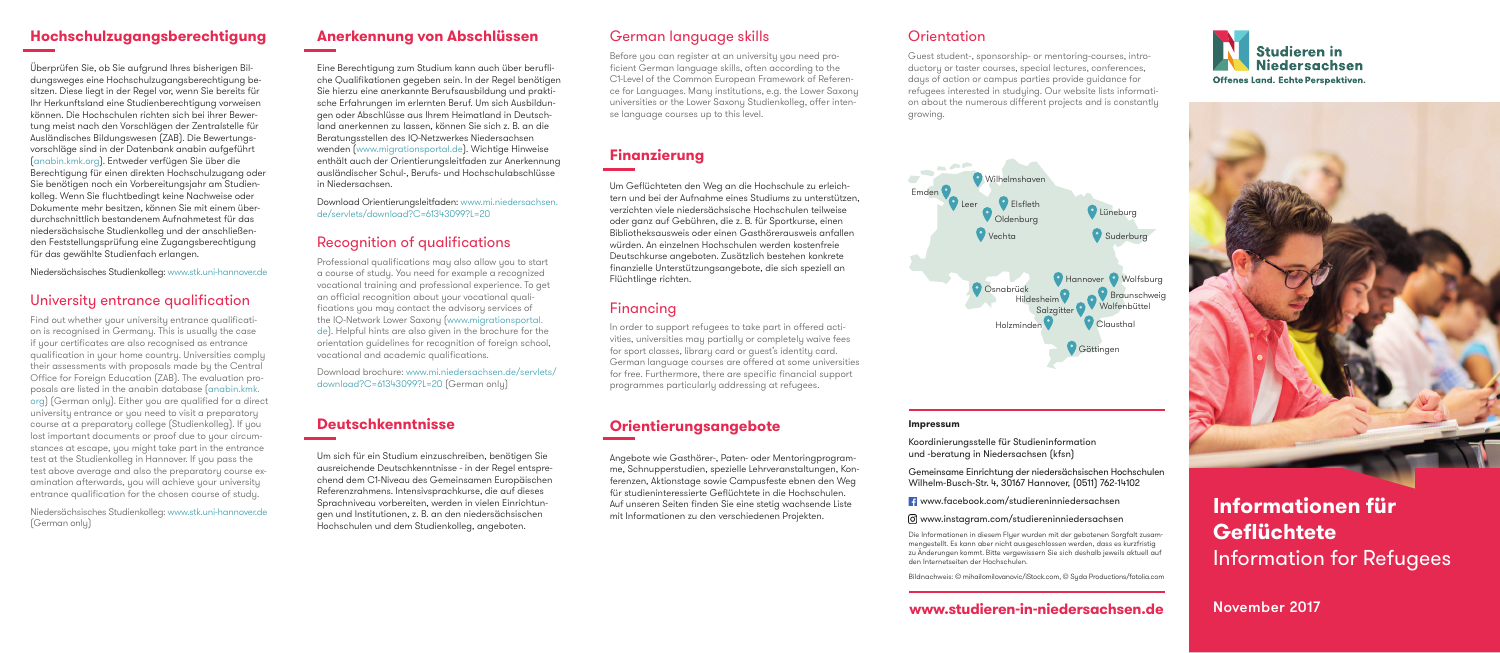## Hochschulzugangsberechtigung

Überprüfen Sie, ob Sie aufgrund Ihres bisherigen Bildungsweges eine Hochschulzugangsberechtigung besitzen. Diese liegt in der Regel vor, wenn Sie bereits für Ihr Herkunftsland eine Studienberechtigung vorweisen können. Die Hochschulen richten sich bei ihrer Bewertung meist nach den Vorschlägen der Zentralstelle für Ausländisches Bildungswesen (ZAB). Die Bewertungsvorschläge sind in der Datenbank anabin aufgeführt (anabin.kmk.org). Entweder verfügen Sie über die Berechtigung für einen direkten Hochschulzugang oder Sie benötigen noch ein Vorbereitungsjahr am Studienkolleg. Wenn Sie fluchtbedingt keine Nachweise oder Dokumente mehr besitzen, können Sie mit einem überdurchschnittlich bestandenem Aufnahmetest für das niedersächsische Studienkolleg und der anschließenden Feststellungsprüfung eine Zugangsberechtigung für das gewählte Studienfach erlangen.

Niedersächsisches Studienkolleg: www.stk.uni-hannover.de

## University entrance qualification

Find out whether your university entrance qualification is recognised in Germany. This is usually the case if your certificates are also recognised as entrance qualification in your home country. Universities comply their assessments with proposals made by the Central Office for Foreign Education (ZAB). The evaluation proposals are listed in the anabin database (anabin.kmk.org) (German only). Either you are qualified for a direct university entrance or you need to visit a preparatory course at a preparatory college (Studienkolleg). If you lost important documents or proof due to your circumstances at escape, you might take part in the entrance test at the Studienkolleg in Hannover. If you pass the test above average and also the preparatory course examination afterwards, you will achieve your university entrance qualification for the chosen course of study.

Niedersächsisches Studienkolleg: www.stk.uni-hannover.de (German only)

## Anerkennung von Abschlüssen

Eine Berechtigung zum Studium kann auch über berufliche Qualifikationen gegeben sein. In der Regel benötigen Sie hierzu eine anerkannte Berufsausbildung und praktische Erfahrungen im erlernten Beruf. Um sich Ausbildungen oder Abschlüsse aus Ihrem Heimatland in Deutschland anerkennen zu lassen, können Sie sich z. B. an die Beratungsstellen des IQ-Netzwerkes Niedersachsen wenden (www.migrationsportal.de). Wichtige Hinweise enthält auch der Orientierungsleitfaden zur Anerkennung ausländischer Schul-, Berufs- und Hochschulabschlüsse in Niedersachsen.

Download Orientierungsleitfaden: www.mi.niedersachsen.de/servlets/download?C=61343099?L=20

## Recognition of qualifications

Professional qualifications may also allow you to start a course of study. You need for example a recognized vocational training and professional experience. To get an official recognition about your vocational qualifications you may contact the advisory services of the IQ-Network Lower Saxony (www.migrationsportal.de). Helpful hints are also given in the brochure for the orientation guidelines for recognition of foreign school, vocational and academic qualifications.

Download brochure: www.mi.niedersachsen.de/servlets/download?C=61343099?L=20 (German only)

## Deutschkenntnisse

Um sich für ein Studium einzuschreiben, benötigen Sie ausreichende Deutschkenntnisse - in der Regel entsprechend dem C1-Niveau des Gemeinsamen Europäischen Referenzrahmens. Intensivsprachkurse, die auf dieses Sprachniveau vorbereiten, werden in vielen Einrichtungen und Institutionen, z. B. an den niedersächsischen Hochschulen und dem Studienkolleg, angeboten.

## German language skills

Before you can register at an university you need proficient German language skills, often according to the C1-Level of the Common European Framework of Reference for Languages. Many institutions, e.g. the Lower Saxony universities or the Lower Saxony Studienkolleg, offer intense language courses up to this level.

## Finanzierung

Um Geflüchteten den Weg an die Hochschule zu erleichtern und bei der Aufnahme eines Studiums zu unterstützen, verzichten viele niedersächsische Hochschulen teilweise oder ganz auf Gebühren, die z. B. für Sportkurse, einen Bibliotheksausweis oder einen Gasthörerausweis anfallen würden. An einzelnen Hochschulen werden kostenfreie Deutschkurse angeboten. Zusätzlich bestehen konkrete finanzielle Unterstützungsangebote, die sich speziell an Flüchtlinge richten.

## Financing

In order to support refugees to take part in offered activities, universities may partially or completely waive fees for sport classes, library card or guest's identity card. German language courses are offered at some universities for free. Furthermore, there are specific financial support programmes particularly addressing at refugees.

## Orientierungsangebote

Angebote wie Gasthörer-, Paten- oder Mentoringprogramme, Schnupperstudien, spezielle Lehrveranstaltungen, Konferenzen, Aktionstage sowie Campusfeste ebnen den Weg für studieninteressierte Geflüchtete in die Hochschulen. Auf unseren Seiten finden Sie eine stetig wachsende Liste mit Informationen zu den verschiedenen Projekten.

## Orientation

Guest student-, sponsorship- or mentoring-courses, introductory or taster courses, special lectures, conferences, days of action or campus parties provide guidance for refugees interested in studying. Our website lists information about the numerous different projects and is constantly growing.

Wilhelmshaven, Emden, Leer, Elsfleth, Oldenburg, Lüneburg, Vechta, Suderburg, Hannover, Wolfsburg, Osnabrück, Braunschweig, Hildesheim, Wolfenbüttel, Salzgitter, Holzminden, Clausthal, Göttingen

#### Impressum

Koordinierungsstelle für Studieninformation und -beratung in Niedersachsen (kfsn)

Gemeinsame Einrichtung der niedersächsischen Hochschulen
Wilhelm-Busch-Str. 4, 30167 Hannover, (0511) 762-14102

www.facebook.com/studiereninniedersachsen

www.instagram.com/studiereninniedersachsen

Die Informationen in diesem Flyer wurden mit der gebotenen Sorgfalt zusammengestellt. Es kann aber nicht ausgeschlossen werden, dass es kurzfristig zu Änderungen kommt. Bitte vergewissern Sie sich deshalb jeweils aktuell auf den Internetseiten der Hochschulen.

Bildnachweis: © mihailomilovanovic/iStock.com, © Syda Productions/fotolia.com

**www.studieren-in-niedersachsen.de**

**Studieren in Niedersachsen**
Offenes Land. Echte Perspektiven.

# Informationen für Geflüchtete
Information for Refugees

November 2017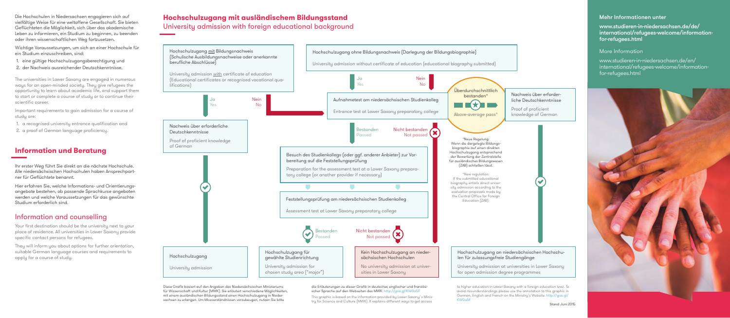Die Hochschulen in Niedersachsen engagieren sich auf vielfältige Weise für eine weltoffene Gesellschaft. Sie bieten Geflüchteten die Möglichkeit, sich über das akademische Leben zu informieren, ein Studium zu beginnen, zu beenden oder ihren wissenschaftlichen Weg fortzusetzen.

Wichtige Voraussetzungen, um sich an einer Hochschule für ein Studium einzuschreiben, sind:

1. eine gültige Hochschulzugangsberechtigung und
2. der Nachweis ausreichender Deutschkenntnisse.

The universities in Lower Saxony are engaged in numerous ways for an open-minded society. They give refugees the opportunity to learn about academic life, and support them to start or complete a course of study or to continue their scientific career.

Important requirements to gain admission for a course of study are:

1. a recognised university entrance qualification and
2. a proof of German language proficiency.

## Information und Beratung

Ihr erster Weg führt Sie direkt an die nächste Hochschule. Alle niedersächsischen Hochschulen haben Ansprechpartner für Geflüchtete benannt.

Hier erfahren Sie, welche Informations- und Orientierungsangebote bestehen, ob passende Sprachkurse angeboten werden und welche Voraussetzungen für das gewünschte Studium erforderlich sind.

## Information and counselling

Your first destination should be the university next to your place of residence. All universities in Lower Saxony provide specific contact persons for refugees.

They will inform you about options for further orientation, suitable German language courses and requirements to apply for a course of study.

# Hochschulzugang mit ausländischem Bildungsstand

## University admission with foreign educational background

Hochschulzugang mit Bildungsnachweis (Schulische Ausbildungsnachweise oder anerkannte berufliche Abschlüsse)

University admission with certificate of education (Educational certificates or recognised vocational qualifications)

Ja / Yes

Nein / No

Nachweis über erforderliche Deutschkenntnisse

Proof of proficient knowledge of German

Hochschulzugang

University admission

Hochschulzugang ohne Bildungsnachweis (Darlegung der Bildungsbiographie)

University admission without certificate of education (educational biography submitted)

Ja / Yes

Nein / No

Aufnahmetest am niedersächsischen Studienkolleg

Entrance test at Lower Saxony preparatory college

Überdurchschnittlich bestanden*

Above-average pass*

Nachweis über erforderliche Deutschkenntnisse

Proof of proficient knowledge of German

Bestanden / Passed

Nicht bestanden / Not passed

Besuch des Studienkollegs (oder ggf. anderer Anbieter) zur Vorbereitung auf die Feststellungsprüfung

Preparation for the assessment test at a Lower Saxony preparatory college (or another provider if necessary)

Feststellungsprüfung am niedersächsischen Studienkolleg

Assessment test at Lower Saxony preparatory college

Bestanden / Passed

Nicht bestanden / Not passed

Hochschulzugang für gewählte Studienrichtung

University admission for chosen study area ("major")

Kein Hochschulzugang an niedersächsischen Hochschulen

No university admission at universities in Lower Saxony

Hochschulzugang an niedersächsischen Hochschulen für zulassungsfreie Studiengänge

University admission at universities in Lower Saxony for open admission degree programmes

*Neue Regelung: Wenn die dargelegte Bildungsbiographie auf einen direkten Hochschulzugang entsprechend der Bewertung der Zentralstelle für ausländisches Bildungswesen (ZAB) schließen lässt.

*New regulation: If the submitted educational biography entails direct university admission according to the evaluation proposals made by the Central Office for Foreign Education (ZAB).

Diese Grafik basiert auf den Angaben des Niedersächsischen Ministeriums für Wissenschaft und Kultur (MWK). Sie erläutert verschiedene Möglichkeiten, mit einem ausländischen Bildungsstand einen Hochschulzugang in Niedersachsen zu erlangen. Um Missverständnissen vorzubeugen, nutzen Sie bitte die Erläuterungen zu dieser Grafik in deutscher, englischer und französischer Sprache auf den Webseiten des MWK: http://goo.gl/KW0a5F

This graphic is based on the information provided by Lower Saxony's Ministry for Science and Culture (MWK). It explains different ways to get access to higher education in Lower Saxony with a foreign education level. To avoid misunderstandings please use the annotation to this graphic in German, English and French on the Ministry's Website: http://goo.gl/KW0a5F

### Mehr Informationen unter

**www.studieren-in-niedersachsen.de/de/international/refugees-welcome/information-for-refugees.html**

### More Information

www.studieren-in-niedersachsen.de/en/international/refugees-welcome/information-for-refugees.html

Stand Juni 2015